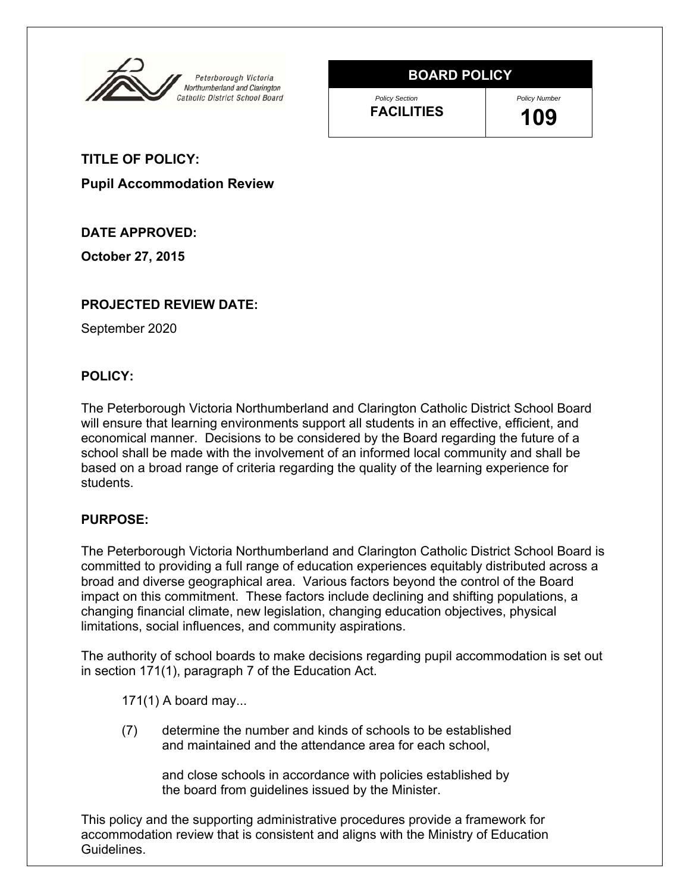Peterborough Victoria Northumberland and Clarington Catholic District School Board

| BOARD POLICY | |
|---|---|
| Policy Section | Policy Number |
| **FACILITIES** | **109** |

**TITLE OF POLICY:**

**Pupil Accommodation Review**

**DATE APPROVED:**

**October 27, 2015**

**PROJECTED REVIEW DATE:**

September 2020

**POLICY:**

The Peterborough Victoria Northumberland and Clarington Catholic District School Board will ensure that learning environments support all students in an effective, efficient, and economical manner. Decisions to be considered by the Board regarding the future of a school shall be made with the involvement of an informed local community and shall be based on a broad range of criteria regarding the quality of the learning experience for students.

**PURPOSE:**

The Peterborough Victoria Northumberland and Clarington Catholic District School Board is committed to providing a full range of education experiences equitably distributed across a broad and diverse geographical area. Various factors beyond the control of the Board impact on this commitment. These factors include declining and shifting populations, a changing financial climate, new legislation, changing education objectives, physical limitations, social influences, and community aspirations.

The authority of school boards to make decisions regarding pupil accommodation is set out in section 171(1), paragraph 7 of the Education Act.

> 171(1) A board may...
>
> (7) determine the number and kinds of schools to be established and maintained and the attendance area for each school,
>
> and close schools in accordance with policies established by the board from guidelines issued by the Minister.

This policy and the supporting administrative procedures provide a framework for accommodation review that is consistent and aligns with the Ministry of Education Guidelines.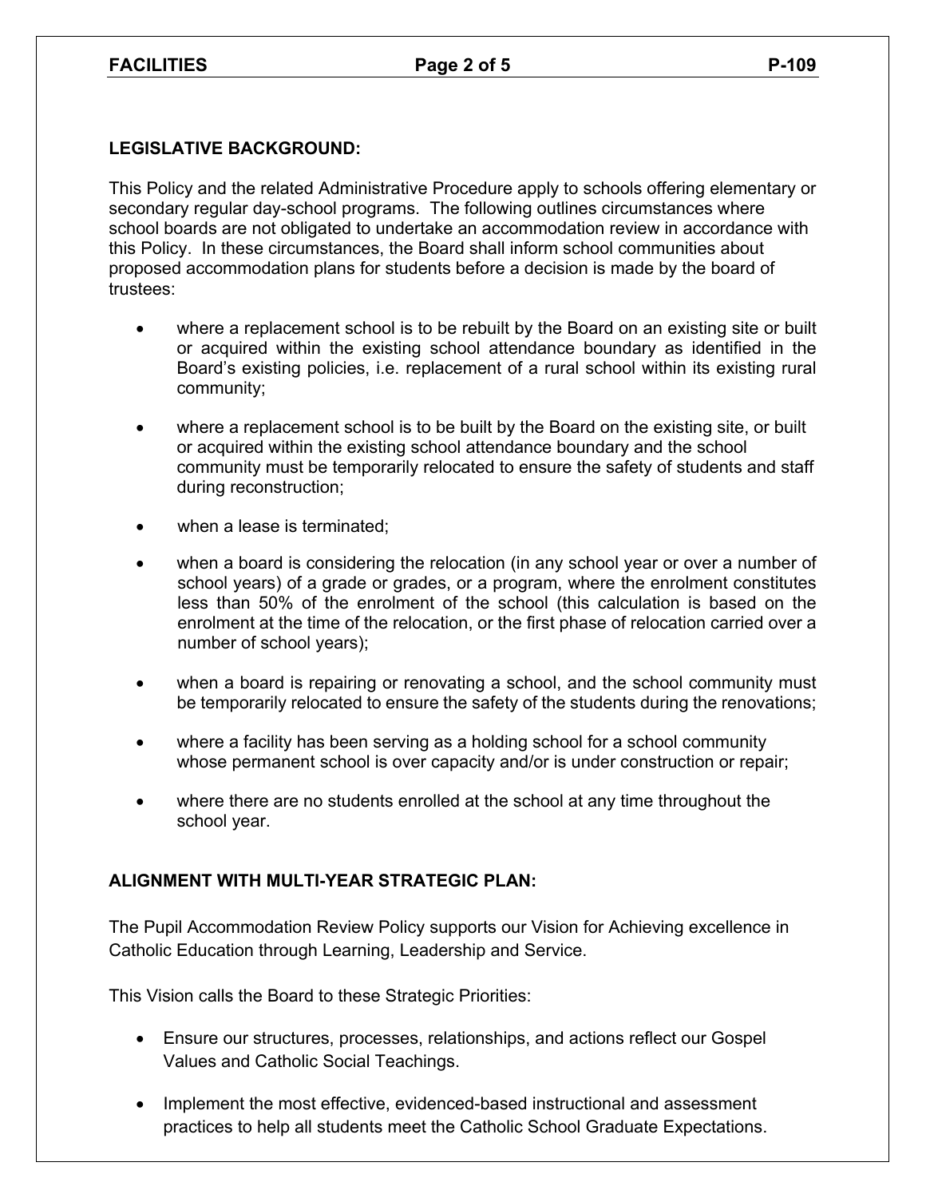## LEGISLATIVE BACKGROUND:

This Policy and the related Administrative Procedure apply to schools offering elementary or secondary regular day-school programs. The following outlines circumstances where school boards are not obligated to undertake an accommodation review in accordance with this Policy. In these circumstances, the Board shall inform school communities about proposed accommodation plans for students before a decision is made by the board of trustees:

- where a replacement school is to be rebuilt by the Board on an existing site or built or acquired within the existing school attendance boundary as identified in the Board's existing policies, i.e. replacement of a rural school within its existing rural community;
- where a replacement school is to be built by the Board on the existing site, or built or acquired within the existing school attendance boundary and the school community must be temporarily relocated to ensure the safety of students and staff during reconstruction;
- when a lease is terminated;
- when a board is considering the relocation (in any school year or over a number of school years) of a grade or grades, or a program, where the enrolment constitutes less than 50% of the enrolment of the school (this calculation is based on the enrolment at the time of the relocation, or the first phase of relocation carried over a number of school years);
- when a board is repairing or renovating a school, and the school community must be temporarily relocated to ensure the safety of the students during the renovations;
- where a facility has been serving as a holding school for a school community whose permanent school is over capacity and/or is under construction or repair;
- where there are no students enrolled at the school at any time throughout the school year.

## ALIGNMENT WITH MULTI-YEAR STRATEGIC PLAN:

The Pupil Accommodation Review Policy supports our Vision for Achieving excellence in Catholic Education through Learning, Leadership and Service.

This Vision calls the Board to these Strategic Priorities:

- Ensure our structures, processes, relationships, and actions reflect our Gospel Values and Catholic Social Teachings.
- Implement the most effective, evidenced-based instructional and assessment practices to help all students meet the Catholic School Graduate Expectations.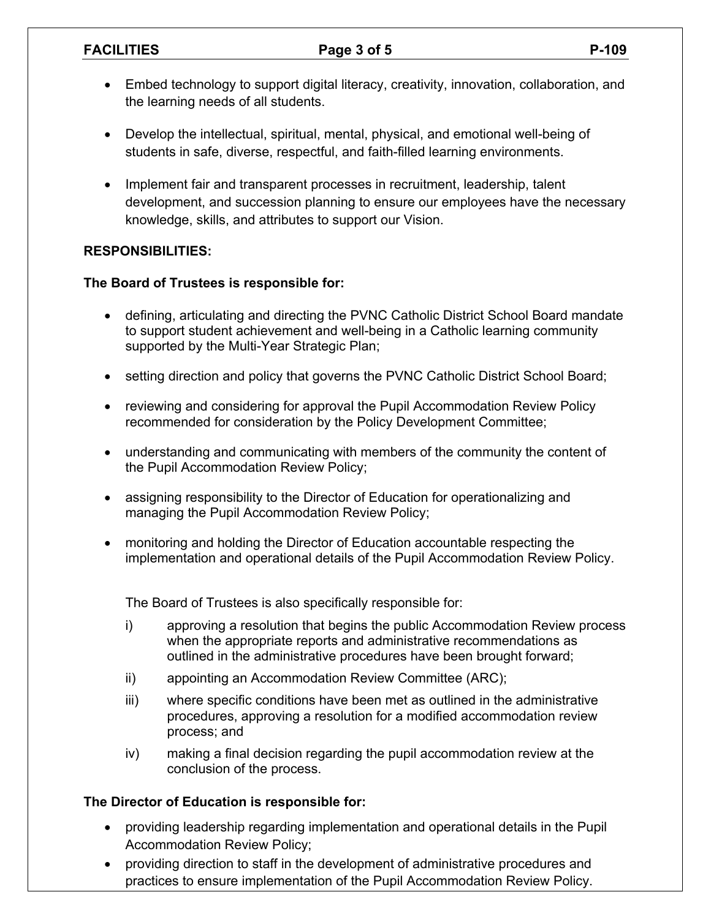- Embed technology to support digital literacy, creativity, innovation, collaboration, and the learning needs of all students.

- Develop the intellectual, spiritual, mental, physical, and emotional well-being of students in safe, diverse, respectful, and faith-filled learning environments.

- Implement fair and transparent processes in recruitment, leadership, talent development, and succession planning to ensure our employees have the necessary knowledge, skills, and attributes to support our Vision.

**RESPONSIBILITIES:**

**The Board of Trustees is responsible for:**

- defining, articulating and directing the PVNC Catholic District School Board mandate to support student achievement and well-being in a Catholic learning community supported by the Multi-Year Strategic Plan;

- setting direction and policy that governs the PVNC Catholic District School Board;

- reviewing and considering for approval the Pupil Accommodation Review Policy recommended for consideration by the Policy Development Committee;

- understanding and communicating with members of the community the content of the Pupil Accommodation Review Policy;

- assigning responsibility to the Director of Education for operationalizing and managing the Pupil Accommodation Review Policy;

- monitoring and holding the Director of Education accountable respecting the implementation and operational details of the Pupil Accommodation Review Policy.

  The Board of Trustees is also specifically responsible for:

  i) approving a resolution that begins the public Accommodation Review process when the appropriate reports and administrative recommendations as outlined in the administrative procedures have been brought forward;

  ii) appointing an Accommodation Review Committee (ARC);

  iii) where specific conditions have been met as outlined in the administrative procedures, approving a resolution for a modified accommodation review process; and

  iv) making a final decision regarding the pupil accommodation review at the conclusion of the process.

**The Director of Education is responsible for:**

- providing leadership regarding implementation and operational details in the Pupil Accommodation Review Policy;
- providing direction to staff in the development of administrative procedures and practices to ensure implementation of the Pupil Accommodation Review Policy.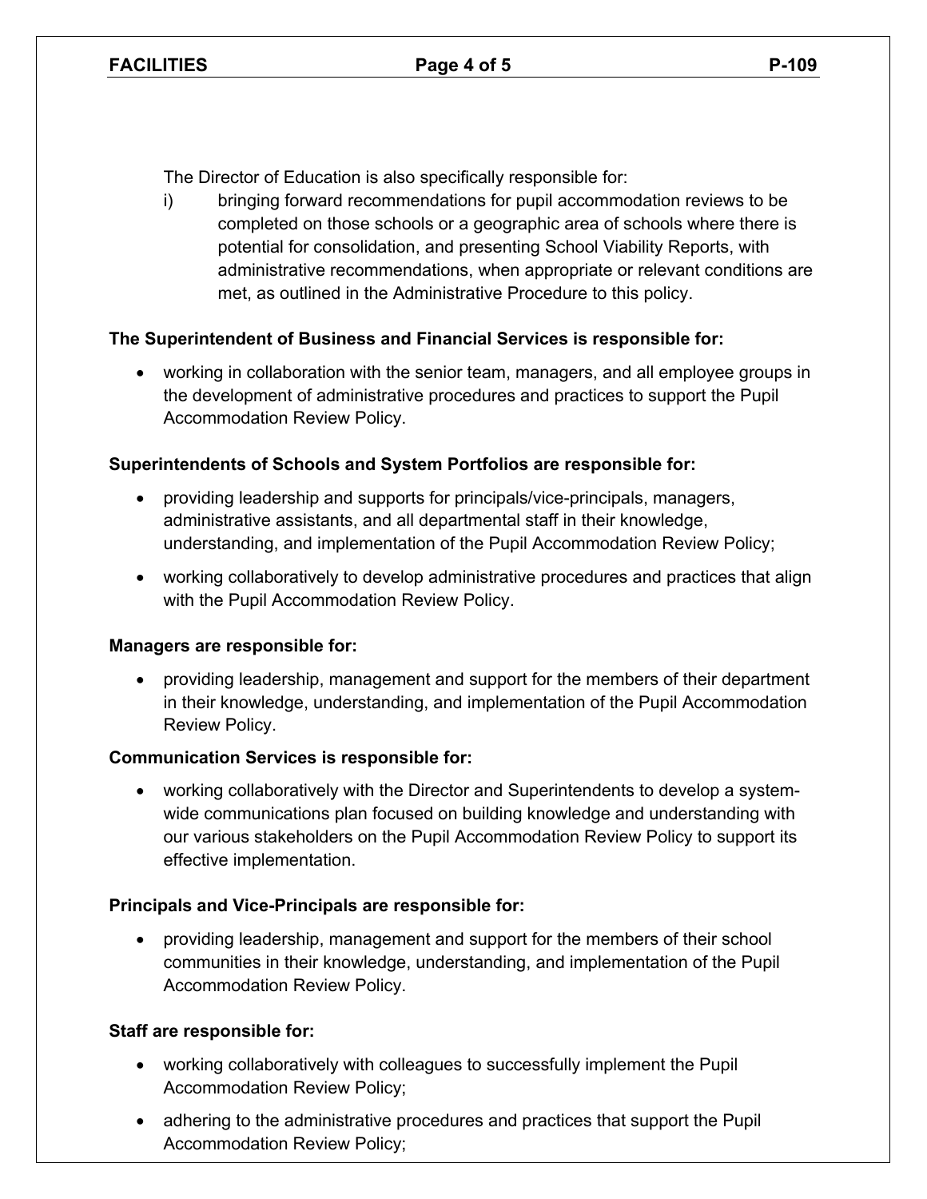The Director of Education is also specifically responsible for:

i) bringing forward recommendations for pupil accommodation reviews to be completed on those schools or a geographic area of schools where there is potential for consolidation, and presenting School Viability Reports, with administrative recommendations, when appropriate or relevant conditions are met, as outlined in the Administrative Procedure to this policy.

**The Superintendent of Business and Financial Services is responsible for:**

- working in collaboration with the senior team, managers, and all employee groups in the development of administrative procedures and practices to support the Pupil Accommodation Review Policy.

**Superintendents of Schools and System Portfolios are responsible for:**

- providing leadership and supports for principals/vice-principals, managers, administrative assistants, and all departmental staff in their knowledge, understanding, and implementation of the Pupil Accommodation Review Policy;
- working collaboratively to develop administrative procedures and practices that align with the Pupil Accommodation Review Policy.

**Managers are responsible for:**

- providing leadership, management and support for the members of their department in their knowledge, understanding, and implementation of the Pupil Accommodation Review Policy.

**Communication Services is responsible for:**

- working collaboratively with the Director and Superintendents to develop a system-wide communications plan focused on building knowledge and understanding with our various stakeholders on the Pupil Accommodation Review Policy to support its effective implementation.

**Principals and Vice-Principals are responsible for:**

- providing leadership, management and support for the members of their school communities in their knowledge, understanding, and implementation of the Pupil Accommodation Review Policy.

**Staff are responsible for:**

- working collaboratively with colleagues to successfully implement the Pupil Accommodation Review Policy;
- adhering to the administrative procedures and practices that support the Pupil Accommodation Review Policy;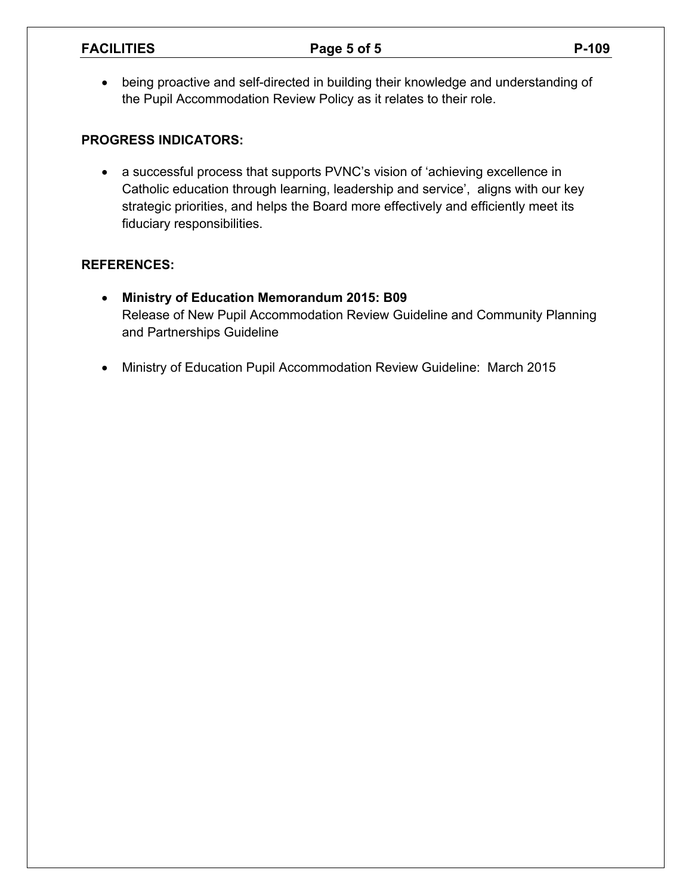- being proactive and self-directed in building their knowledge and understanding of the Pupil Accommodation Review Policy as it relates to their role.

**PROGRESS INDICATORS:**

- a successful process that supports PVNC's vision of 'achieving excellence in Catholic education through learning, leadership and service', aligns with our key strategic priorities, and helps the Board more effectively and efficiently meet its fiduciary responsibilities.

**REFERENCES:**

- **Ministry of Education Memorandum 2015: B09**
  Release of New Pupil Accommodation Review Guideline and Community Planning and Partnerships Guideline

- Ministry of Education Pupil Accommodation Review Guideline: March 2015